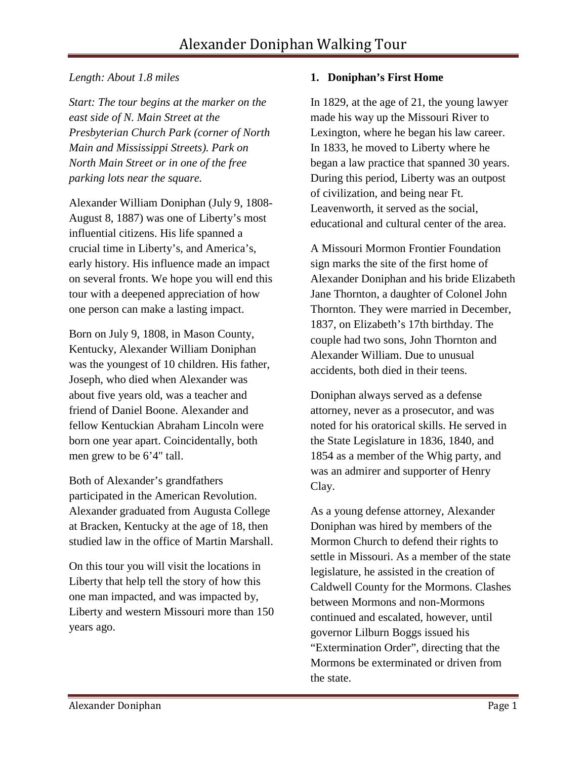# Alexander Doniphan Walking Tour

*Length: About 1.8 miles*

*Start: The tour begins at the marker on the east side of N. Main Street at the Presbyterian Church Park (corner of North Main and Mississippi Streets). Park on North Main Street or in one of the free parking lots near the square.*

Alexander William Doniphan (July 9, 1808-August 8, 1887) was one of Liberty's most influential citizens. His life spanned a crucial time in Liberty's, and America's, early history. His influence made an impact on several fronts. We hope you will end this tour with a deepened appreciation of how one person can make a lasting impact.

Born on July 9, 1808, in Mason County, Kentucky, Alexander William Doniphan was the youngest of 10 children. His father, Joseph, who died when Alexander was about five years old, was a teacher and friend of Daniel Boone. Alexander and fellow Kentuckian Abraham Lincoln were born one year apart. Coincidentally, both men grew to be 6'4" tall.

Both of Alexander's grandfathers participated in the American Revolution. Alexander graduated from Augusta College at Bracken, Kentucky at the age of 18, then studied law in the office of Martin Marshall.

On this tour you will visit the locations in Liberty that help tell the story of how this one man impacted, and was impacted by, Liberty and western Missouri more than 150 years ago.

## 1. Doniphan's First Home

In 1829, at the age of 21, the young lawyer made his way up the Missouri River to Lexington, where he began his law career. In 1833, he moved to Liberty where he began a law practice that spanned 30 years. During this period, Liberty was an outpost of civilization, and being near Ft. Leavenworth, it served as the social, educational and cultural center of the area.

A Missouri Mormon Frontier Foundation sign marks the site of the first home of Alexander Doniphan and his bride Elizabeth Jane Thornton, a daughter of Colonel John Thornton. They were married in December, 1837, on Elizabeth's 17th birthday. The couple had two sons, John Thornton and Alexander William. Due to unusual accidents, both died in their teens.

Doniphan always served as a defense attorney, never as a prosecutor, and was noted for his oratorical skills. He served in the State Legislature in 1836, 1840, and 1854 as a member of the Whig party, and was an admirer and supporter of Henry Clay.

As a young defense attorney, Alexander Doniphan was hired by members of the Mormon Church to defend their rights to settle in Missouri. As a member of the state legislature, he assisted in the creation of Caldwell County for the Mormons. Clashes between Mormons and non-Mormons continued and escalated, however, until governor Lilburn Boggs issued his "Extermination Order", directing that the Mormons be exterminated or driven from the state.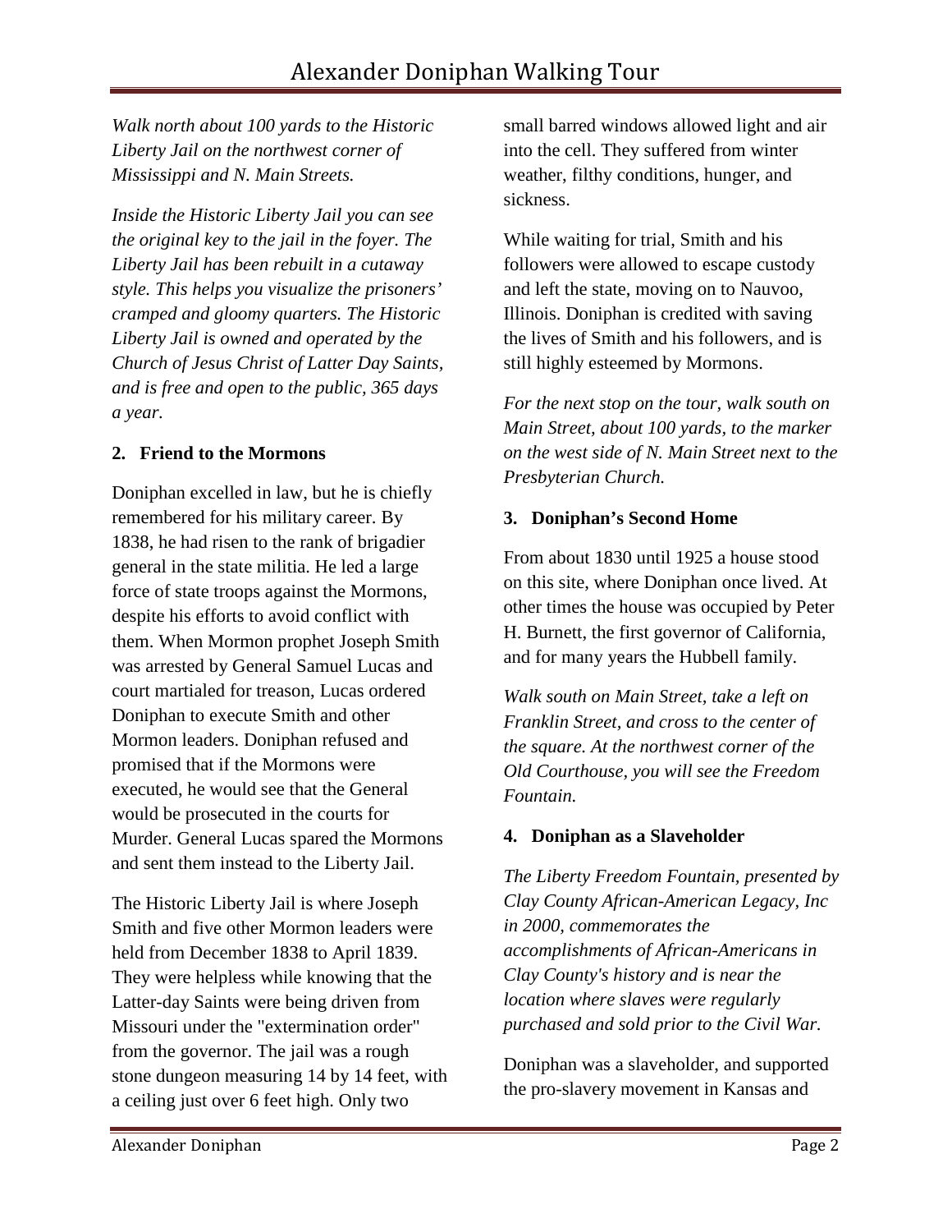*Walk north about 100 yards to the Historic Liberty Jail on the northwest corner of Mississippi and N. Main Streets.*

*Inside the Historic Liberty Jail you can see the original key to the jail in the foyer. The Liberty Jail has been rebuilt in a cutaway style. This helps you visualize the prisoners' cramped and gloomy quarters. The Historic Liberty Jail is owned and operated by the Church of Jesus Christ of Latter Day Saints, and is free and open to the public, 365 days a year.*

### 2. Friend to the Mormons

Doniphan excelled in law, but he is chiefly remembered for his military career. By 1838, he had risen to the rank of brigadier general in the state militia. He led a large force of state troops against the Mormons, despite his efforts to avoid conflict with them. When Mormon prophet Joseph Smith was arrested by General Samuel Lucas and court martialed for treason, Lucas ordered Doniphan to execute Smith and other Mormon leaders. Doniphan refused and promised that if the Mormons were executed, he would see that the General would be prosecuted in the courts for Murder. General Lucas spared the Mormons and sent them instead to the Liberty Jail.

The Historic Liberty Jail is where Joseph Smith and five other Mormon leaders were held from December 1838 to April 1839. They were helpless while knowing that the Latter-day Saints were being driven from Missouri under the "extermination order" from the governor. The jail was a rough stone dungeon measuring 14 by 14 feet, with a ceiling just over 6 feet high. Only two small barred windows allowed light and air into the cell. They suffered from winter weather, filthy conditions, hunger, and sickness.

While waiting for trial, Smith and his followers were allowed to escape custody and left the state, moving on to Nauvoo, Illinois. Doniphan is credited with saving the lives of Smith and his followers, and is still highly esteemed by Mormons.

*For the next stop on the tour, walk south on Main Street, about 100 yards, to the marker on the west side of N. Main Street next to the Presbyterian Church.*

### 3. Doniphan's Second Home

From about 1830 until 1925 a house stood on this site, where Doniphan once lived. At other times the house was occupied by Peter H. Burnett, the first governor of California, and for many years the Hubbell family.

*Walk south on Main Street, take a left on Franklin Street, and cross to the center of the square. At the northwest corner of the Old Courthouse, you will see the Freedom Fountain.*

### 4. Doniphan as a Slaveholder

*The Liberty Freedom Fountain, presented by Clay County African-American Legacy, Inc in 2000, commemorates the accomplishments of African-Americans in Clay County's history and is near the location where slaves were regularly purchased and sold prior to the Civil War.*

Doniphan was a slaveholder, and supported the pro-slavery movement in Kansas and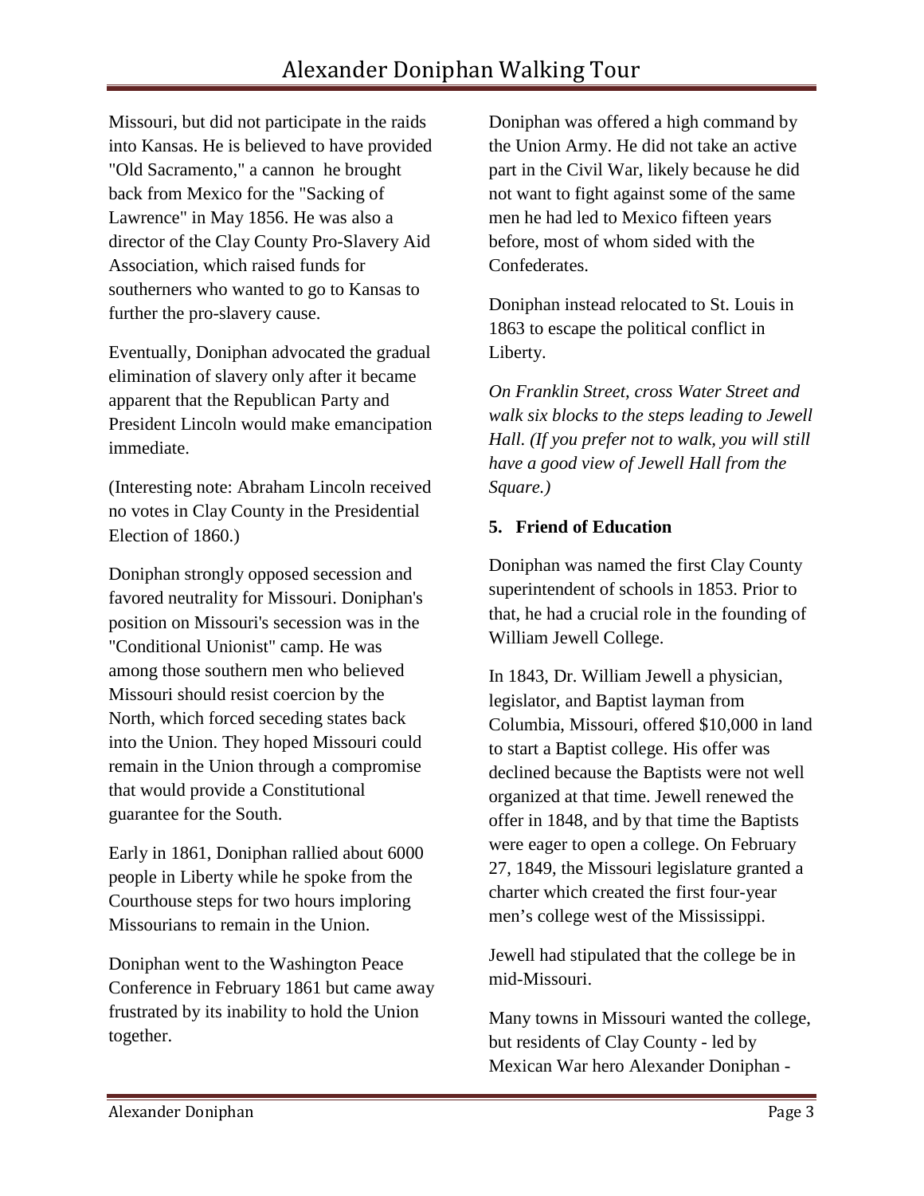Missouri, but did not participate in the raids into Kansas. He is believed to have provided "Old Sacramento," a cannon he brought back from Mexico for the "Sacking of Lawrence" in May 1856. He was also a director of the Clay County Pro-Slavery Aid Association, which raised funds for southerners who wanted to go to Kansas to further the pro-slavery cause.

Eventually, Doniphan advocated the gradual elimination of slavery only after it became apparent that the Republican Party and President Lincoln would make emancipation immediate.

(Interesting note: Abraham Lincoln received no votes in Clay County in the Presidential Election of 1860.)

Doniphan strongly opposed secession and favored neutrality for Missouri. Doniphan's position on Missouri's secession was in the "Conditional Unionist" camp. He was among those southern men who believed Missouri should resist coercion by the North, which forced seceding states back into the Union. They hoped Missouri could remain in the Union through a compromise that would provide a Constitutional guarantee for the South.

Early in 1861, Doniphan rallied about 6000 people in Liberty while he spoke from the Courthouse steps for two hours imploring Missourians to remain in the Union.

Doniphan went to the Washington Peace Conference in February 1861 but came away frustrated by its inability to hold the Union together.

Doniphan was offered a high command by the Union Army. He did not take an active part in the Civil War, likely because he did not want to fight against some of the same men he had led to Mexico fifteen years before, most of whom sided with the Confederates.

Doniphan instead relocated to St. Louis in 1863 to escape the political conflict in Liberty.

*On Franklin Street, cross Water Street and walk six blocks to the steps leading to Jewell Hall. (If you prefer not to walk, you will still have a good view of Jewell Hall from the Square.)*

**5. Friend of Education**

Doniphan was named the first Clay County superintendent of schools in 1853. Prior to that, he had a crucial role in the founding of William Jewell College.

In 1843, Dr. William Jewell a physician, legislator, and Baptist layman from Columbia, Missouri, offered $10,000 in land to start a Baptist college. His offer was declined because the Baptists were not well organized at that time. Jewell renewed the offer in 1848, and by that time the Baptists were eager to open a college. On February 27, 1849, the Missouri legislature granted a charter which created the first four-year men's college west of the Mississippi.

Jewell had stipulated that the college be in mid-Missouri.

Many towns in Missouri wanted the college, but residents of Clay County - led by Mexican War hero Alexander Doniphan -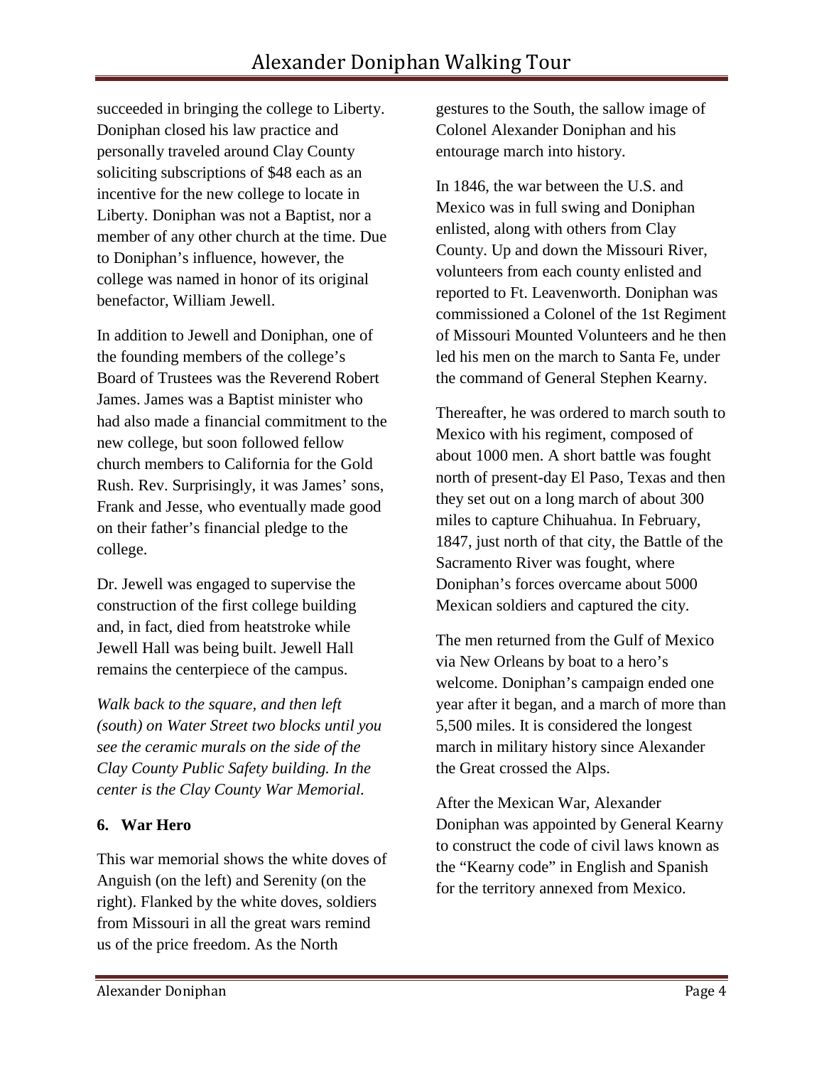succeeded in bringing the college to Liberty. Doniphan closed his law practice and personally traveled around Clay County soliciting subscriptions of $48 each as an incentive for the new college to locate in Liberty. Doniphan was not a Baptist, nor a member of any other church at the time. Due to Doniphan's influence, however, the college was named in honor of its original benefactor, William Jewell.

In addition to Jewell and Doniphan, one of the founding members of the college's Board of Trustees was the Reverend Robert James. James was a Baptist minister who had also made a financial commitment to the new college, but soon followed fellow church members to California for the Gold Rush. Rev. Surprisingly, it was James' sons, Frank and Jesse, who eventually made good on their father's financial pledge to the college.

Dr. Jewell was engaged to supervise the construction of the first college building and, in fact, died from heatstroke while Jewell Hall was being built. Jewell Hall remains the centerpiece of the campus.

*Walk back to the square, and then left (south) on Water Street two blocks until you see the ceramic murals on the side of the Clay County Public Safety building. In the center is the Clay County War Memorial.*

### 6. War Hero

This war memorial shows the white doves of Anguish (on the left) and Serenity (on the right). Flanked by the white doves, soldiers from Missouri in all the great wars remind us of the price freedom. As the North gestures to the South, the sallow image of Colonel Alexander Doniphan and his entourage march into history.

In 1846, the war between the U.S. and Mexico was in full swing and Doniphan enlisted, along with others from Clay County. Up and down the Missouri River, volunteers from each county enlisted and reported to Ft. Leavenworth. Doniphan was commissioned a Colonel of the 1st Regiment of Missouri Mounted Volunteers and he then led his men on the march to Santa Fe, under the command of General Stephen Kearny.

Thereafter, he was ordered to march south to Mexico with his regiment, composed of about 1000 men. A short battle was fought north of present-day El Paso, Texas and then they set out on a long march of about 300 miles to capture Chihuahua. In February, 1847, just north of that city, the Battle of the Sacramento River was fought, where Doniphan's forces overcame about 5000 Mexican soldiers and captured the city.

The men returned from the Gulf of Mexico via New Orleans by boat to a hero's welcome. Doniphan's campaign ended one year after it began, and a march of more than 5,500 miles. It is considered the longest march in military history since Alexander the Great crossed the Alps.

After the Mexican War, Alexander Doniphan was appointed by General Kearny to construct the code of civil laws known as the "Kearny code" in English and Spanish for the territory annexed from Mexico.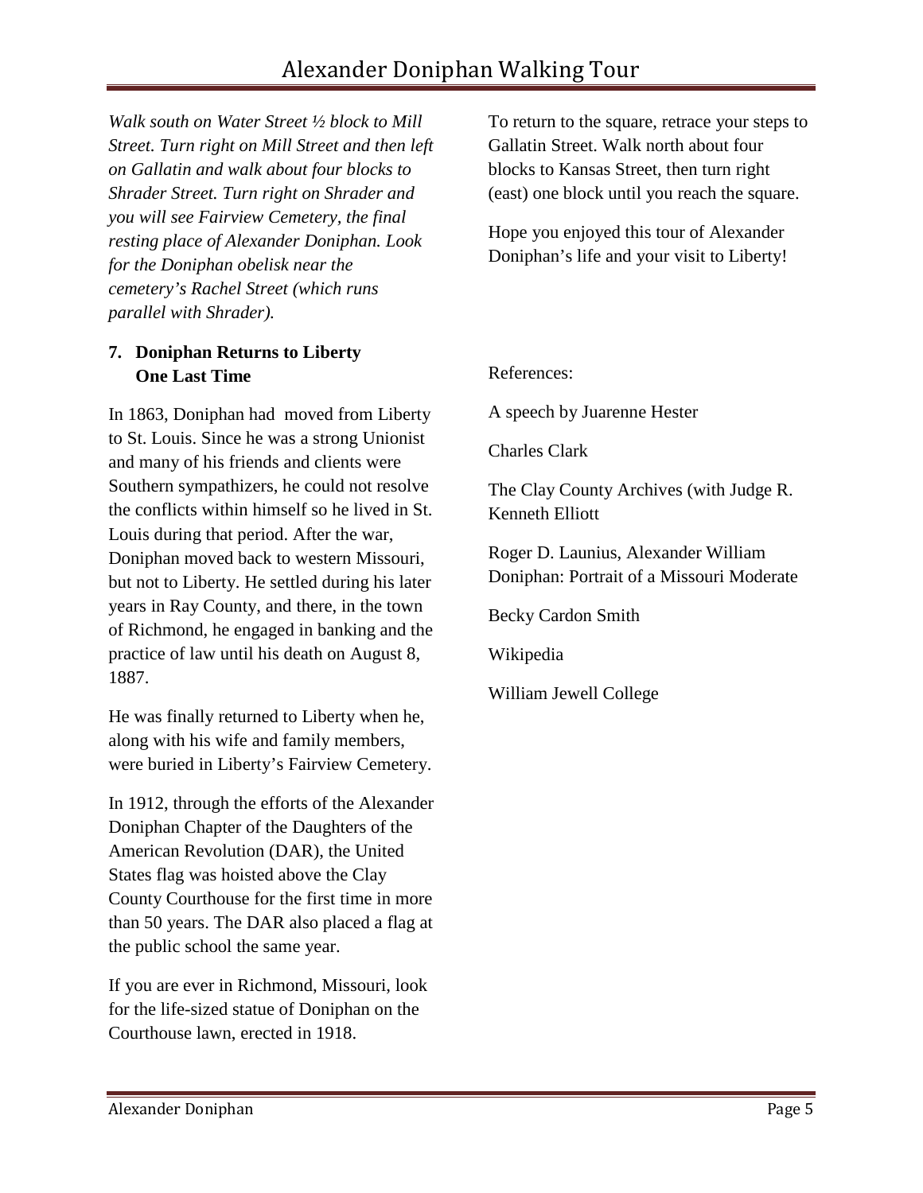*Walk south on Water Street ½ block to Mill Street. Turn right on Mill Street and then left on Gallatin and walk about four blocks to Shrader Street. Turn right on Shrader and you will see Fairview Cemetery, the final resting place of Alexander Doniphan. Look for the Doniphan obelisk near the cemetery's Rachel Street (which runs parallel with Shrader).*

**7. Doniphan Returns to Liberty One Last Time**

In 1863, Doniphan had moved from Liberty to St. Louis. Since he was a strong Unionist and many of his friends and clients were Southern sympathizers, he could not resolve the conflicts within himself so he lived in St. Louis during that period. After the war, Doniphan moved back to western Missouri, but not to Liberty. He settled during his later years in Ray County, and there, in the town of Richmond, he engaged in banking and the practice of law until his death on August 8, 1887.

He was finally returned to Liberty when he, along with his wife and family members, were buried in Liberty's Fairview Cemetery.

In 1912, through the efforts of the Alexander Doniphan Chapter of the Daughters of the American Revolution (DAR), the United States flag was hoisted above the Clay County Courthouse for the first time in more than 50 years. The DAR also placed a flag at the public school the same year.

If you are ever in Richmond, Missouri, look for the life-sized statue of Doniphan on the Courthouse lawn, erected in 1918.

To return to the square, retrace your steps to Gallatin Street. Walk north about four blocks to Kansas Street, then turn right (east) one block until you reach the square.

Hope you enjoyed this tour of Alexander Doniphan's life and your visit to Liberty!

References:

A speech by Juarenne Hester

Charles Clark

The Clay County Archives (with Judge R. Kenneth Elliott

Roger D. Launius, Alexander William Doniphan: Portrait of a Missouri Moderate

Becky Cardon Smith

Wikipedia

William Jewell College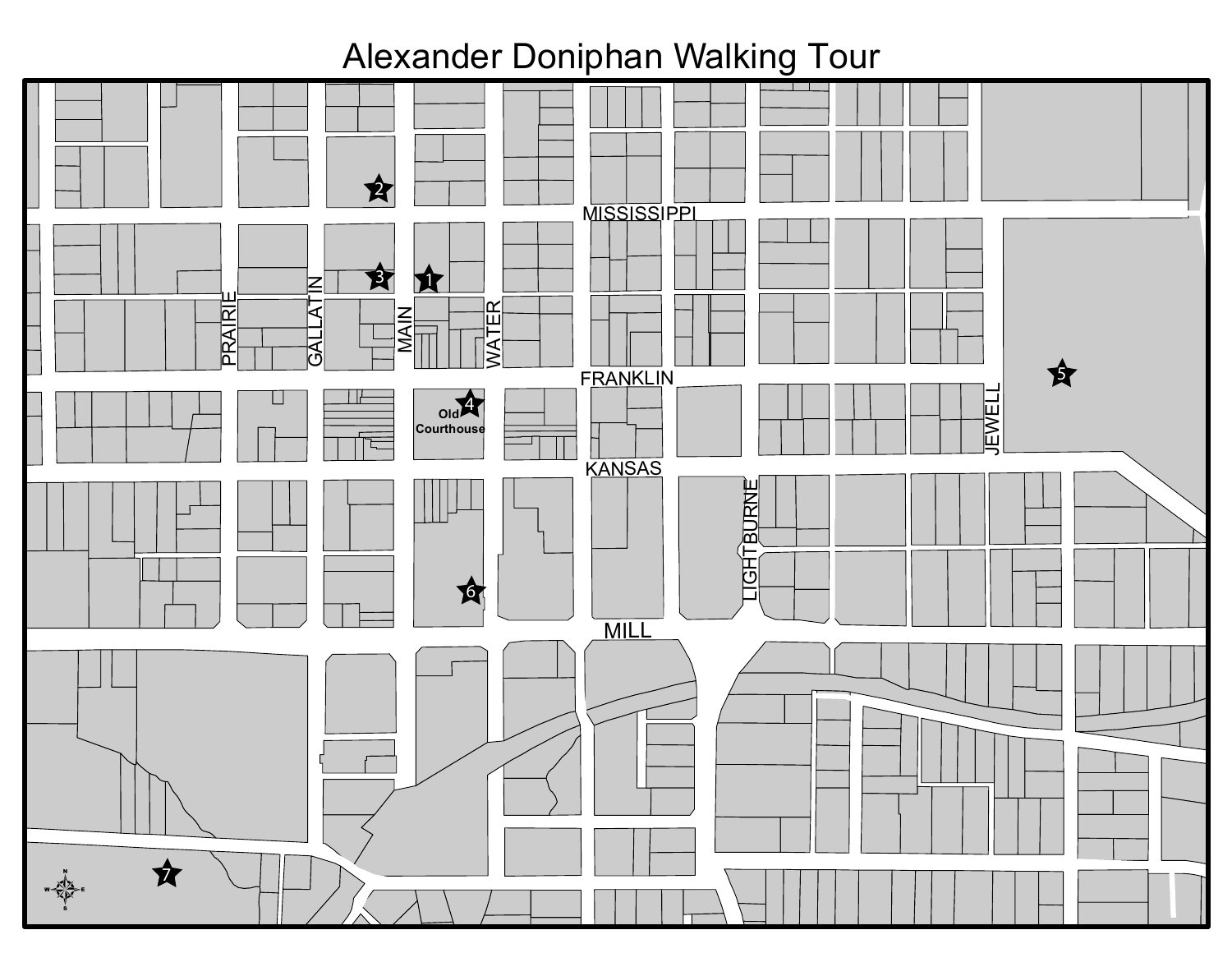# Alexander Doniphan Walking Tour

MISSISSIPPI

FRANKLIN

KANSAS

MILL

PRAIRIE

GALLATIN

MAIN

WATER

LIGHTBURNE

JEWELL

Old Courthouse

1

2

3

4

5

6

7